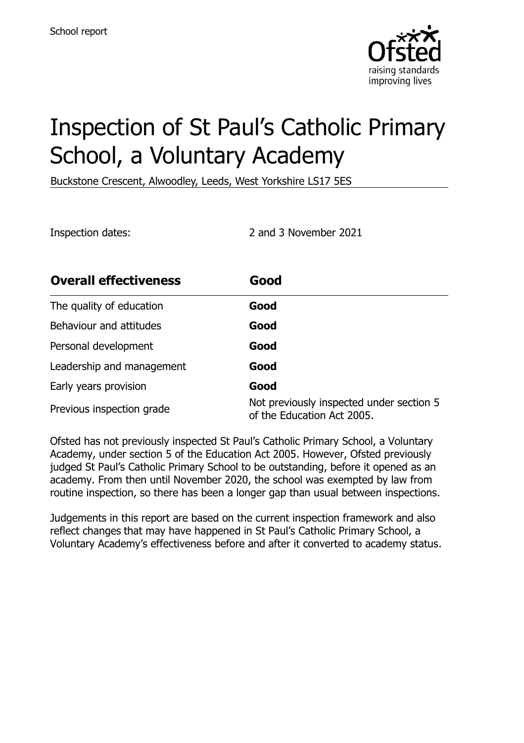School report

# Inspection of St Paul's Catholic Primary School, a Voluntary Academy

Buckstone Crescent, Alwoodley, Leeds, West Yorkshire LS17 5ES

Inspection dates: 2 and 3 November 2021

| Overall effectiveness | Good |
|---|---|
| The quality of education | **Good** |
| Behaviour and attitudes | **Good** |
| Personal development | **Good** |
| Leadership and management | **Good** |
| Early years provision | **Good** |
| Previous inspection grade | Not previously inspected under section 5 of the Education Act 2005. |

Ofsted has not previously inspected St Paul's Catholic Primary School, a Voluntary Academy, under section 5 of the Education Act 2005. However, Ofsted previously judged St Paul's Catholic Primary School to be outstanding, before it opened as an academy. From then until November 2020, the school was exempted by law from routine inspection, so there has been a longer gap than usual between inspections.

Judgements in this report are based on the current inspection framework and also reflect changes that may have happened in St Paul's Catholic Primary School, a Voluntary Academy's effectiveness before and after it converted to academy status.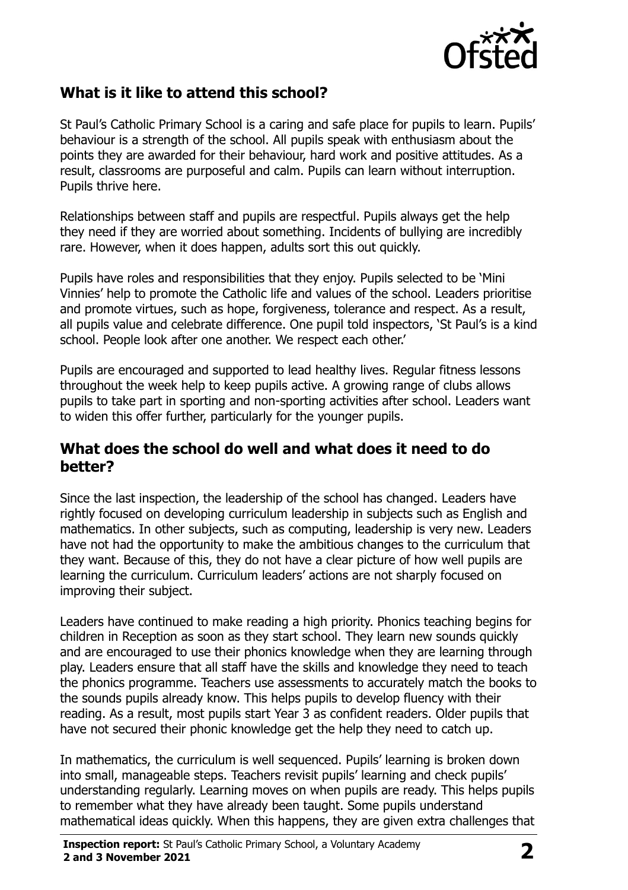## What is it like to attend this school?

St Paul's Catholic Primary School is a caring and safe place for pupils to learn. Pupils' behaviour is a strength of the school. All pupils speak with enthusiasm about the points they are awarded for their behaviour, hard work and positive attitudes. As a result, classrooms are purposeful and calm. Pupils can learn without interruption. Pupils thrive here.

Relationships between staff and pupils are respectful. Pupils always get the help they need if they are worried about something. Incidents of bullying are incredibly rare. However, when it does happen, adults sort this out quickly.

Pupils have roles and responsibilities that they enjoy. Pupils selected to be 'Mini Vinnies' help to promote the Catholic life and values of the school. Leaders prioritise and promote virtues, such as hope, forgiveness, tolerance and respect. As a result, all pupils value and celebrate difference. One pupil told inspectors, 'St Paul's is a kind school. People look after one another. We respect each other.'

Pupils are encouraged and supported to lead healthy lives. Regular fitness lessons throughout the week help to keep pupils active. A growing range of clubs allows pupils to take part in sporting and non-sporting activities after school. Leaders want to widen this offer further, particularly for the younger pupils.

## What does the school do well and what does it need to do better?

Since the last inspection, the leadership of the school has changed. Leaders have rightly focused on developing curriculum leadership in subjects such as English and mathematics. In other subjects, such as computing, leadership is very new. Leaders have not had the opportunity to make the ambitious changes to the curriculum that they want. Because of this, they do not have a clear picture of how well pupils are learning the curriculum. Curriculum leaders' actions are not sharply focused on improving their subject.

Leaders have continued to make reading a high priority. Phonics teaching begins for children in Reception as soon as they start school. They learn new sounds quickly and are encouraged to use their phonics knowledge when they are learning through play. Leaders ensure that all staff have the skills and knowledge they need to teach the phonics programme. Teachers use assessments to accurately match the books to the sounds pupils already know. This helps pupils to develop fluency with their reading. As a result, most pupils start Year 3 as confident readers. Older pupils that have not secured their phonic knowledge get the help they need to catch up.

In mathematics, the curriculum is well sequenced. Pupils' learning is broken down into small, manageable steps. Teachers revisit pupils' learning and check pupils' understanding regularly. Learning moves on when pupils are ready. This helps pupils to remember what they have already been taught. Some pupils understand mathematical ideas quickly. When this happens, they are given extra challenges that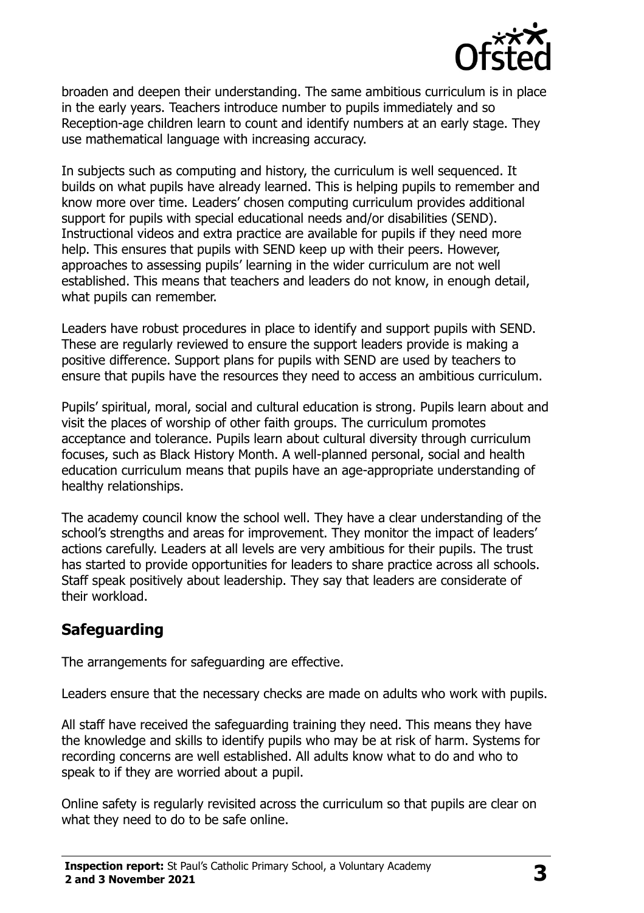broaden and deepen their understanding. The same ambitious curriculum is in place in the early years. Teachers introduce number to pupils immediately and so Reception-age children learn to count and identify numbers at an early stage. They use mathematical language with increasing accuracy.

In subjects such as computing and history, the curriculum is well sequenced. It builds on what pupils have already learned. This is helping pupils to remember and know more over time. Leaders' chosen computing curriculum provides additional support for pupils with special educational needs and/or disabilities (SEND). Instructional videos and extra practice are available for pupils if they need more help. This ensures that pupils with SEND keep up with their peers. However, approaches to assessing pupils' learning in the wider curriculum are not well established. This means that teachers and leaders do not know, in enough detail, what pupils can remember.

Leaders have robust procedures in place to identify and support pupils with SEND. These are regularly reviewed to ensure the support leaders provide is making a positive difference. Support plans for pupils with SEND are used by teachers to ensure that pupils have the resources they need to access an ambitious curriculum.

Pupils' spiritual, moral, social and cultural education is strong. Pupils learn about and visit the places of worship of other faith groups. The curriculum promotes acceptance and tolerance. Pupils learn about cultural diversity through curriculum focuses, such as Black History Month. A well-planned personal, social and health education curriculum means that pupils have an age-appropriate understanding of healthy relationships.

The academy council know the school well. They have a clear understanding of the school's strengths and areas for improvement. They monitor the impact of leaders' actions carefully. Leaders at all levels are very ambitious for their pupils. The trust has started to provide opportunities for leaders to share practice across all schools. Staff speak positively about leadership. They say that leaders are considerate of their workload.

## Safeguarding

The arrangements for safeguarding are effective.

Leaders ensure that the necessary checks are made on adults who work with pupils.

All staff have received the safeguarding training they need. This means they have the knowledge and skills to identify pupils who may be at risk of harm. Systems for recording concerns are well established. All adults know what to do and who to speak to if they are worried about a pupil.

Online safety is regularly revisited across the curriculum so that pupils are clear on what they need to do to be safe online.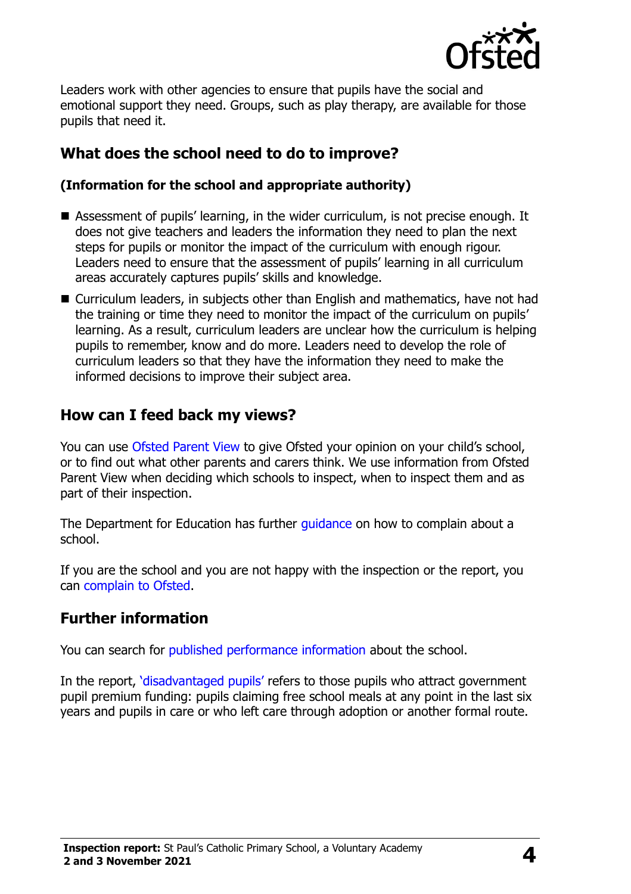Leaders work with other agencies to ensure that pupils have the social and emotional support they need. Groups, such as play therapy, are available for those pupils that need it.

## What does the school need to do to improve?

**(Information for the school and appropriate authority)**

- Assessment of pupils' learning, in the wider curriculum, is not precise enough. It does not give teachers and leaders the information they need to plan the next steps for pupils or monitor the impact of the curriculum with enough rigour. Leaders need to ensure that the assessment of pupils' learning in all curriculum areas accurately captures pupils' skills and knowledge.
- Curriculum leaders, in subjects other than English and mathematics, have not had the training or time they need to monitor the impact of the curriculum on pupils' learning. As a result, curriculum leaders are unclear how the curriculum is helping pupils to remember, know and do more. Leaders need to develop the role of curriculum leaders so that they have the information they need to make the informed decisions to improve their subject area.

## How can I feed back my views?

You can use Ofsted Parent View to give Ofsted your opinion on your child's school, or to find out what other parents and carers think. We use information from Ofsted Parent View when deciding which schools to inspect, when to inspect them and as part of their inspection.

The Department for Education has further guidance on how to complain about a school.

If you are the school and you are not happy with the inspection or the report, you can complain to Ofsted.

## Further information

You can search for published performance information about the school.

In the report, 'disadvantaged pupils' refers to those pupils who attract government pupil premium funding: pupils claiming free school meals at any point in the last six years and pupils in care or who left care through adoption or another formal route.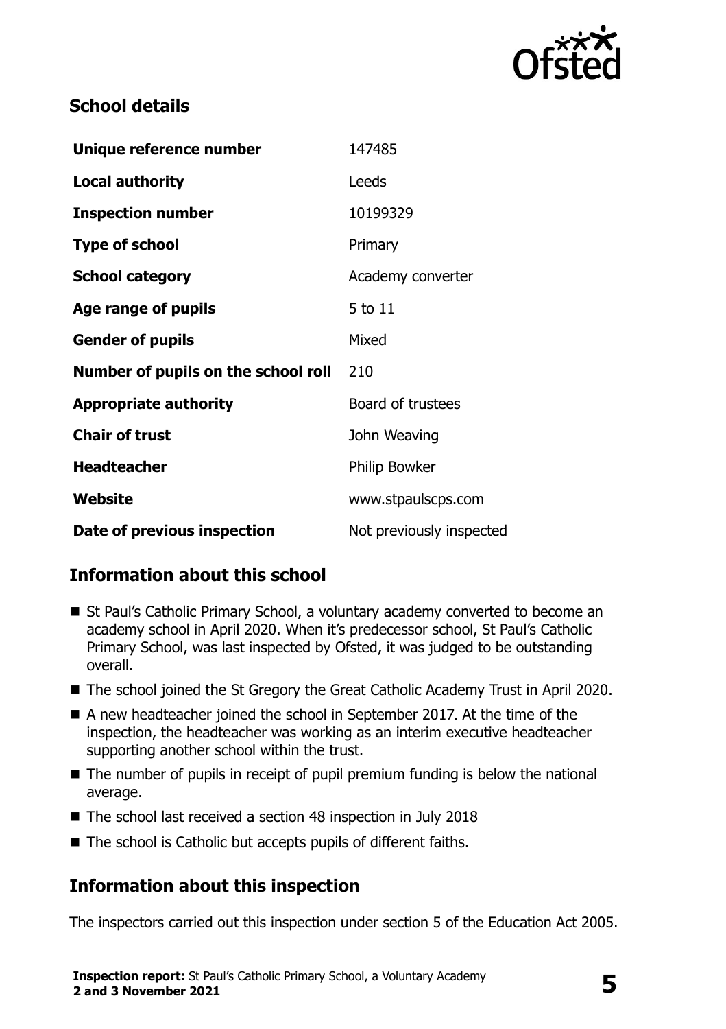## School details

| | |
|---|---|
| **Unique reference number** | 147485 |
| **Local authority** | Leeds |
| **Inspection number** | 10199329 |
| **Type of school** | Primary |
| **School category** | Academy converter |
| **Age range of pupils** | 5 to 11 |
| **Gender of pupils** | Mixed |
| **Number of pupils on the school roll** | 210 |
| **Appropriate authority** | Board of trustees |
| **Chair of trust** | John Weaving |
| **Headteacher** | Philip Bowker |
| **Website** | www.stpaulscps.com |
| **Date of previous inspection** | Not previously inspected |

## Information about this school

- St Paul's Catholic Primary School, a voluntary academy converted to become an academy school in April 2020. When it's predecessor school, St Paul's Catholic Primary School, was last inspected by Ofsted, it was judged to be outstanding overall.
- The school joined the St Gregory the Great Catholic Academy Trust in April 2020.
- A new headteacher joined the school in September 2017. At the time of the inspection, the headteacher was working as an interim executive headteacher supporting another school within the trust.
- The number of pupils in receipt of pupil premium funding is below the national average.
- The school last received a section 48 inspection in July 2018
- The school is Catholic but accepts pupils of different faiths.

## Information about this inspection

The inspectors carried out this inspection under section 5 of the Education Act 2005.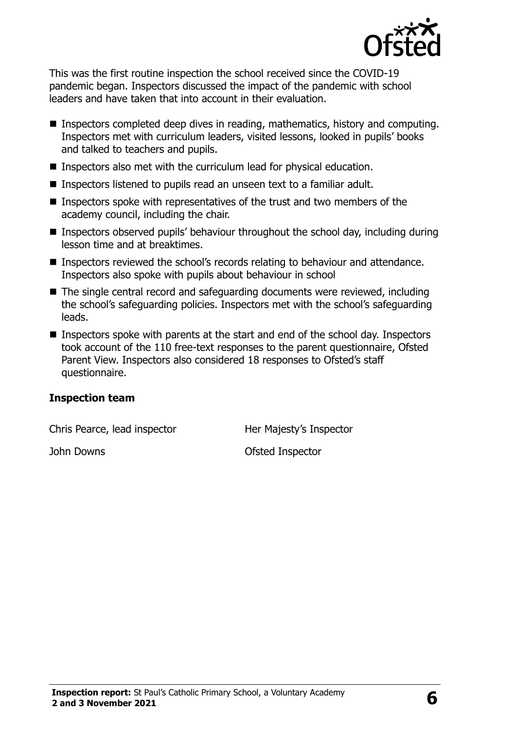This was the first routine inspection the school received since the COVID-19 pandemic began. Inspectors discussed the impact of the pandemic with school leaders and have taken that into account in their evaluation.

- Inspectors completed deep dives in reading, mathematics, history and computing. Inspectors met with curriculum leaders, visited lessons, looked in pupils' books and talked to teachers and pupils.
- Inspectors also met with the curriculum lead for physical education.
- Inspectors listened to pupils read an unseen text to a familiar adult.
- Inspectors spoke with representatives of the trust and two members of the academy council, including the chair.
- Inspectors observed pupils' behaviour throughout the school day, including during lesson time and at breaktimes.
- Inspectors reviewed the school's records relating to behaviour and attendance. Inspectors also spoke with pupils about behaviour in school
- The single central record and safeguarding documents were reviewed, including the school's safeguarding policies. Inspectors met with the school's safeguarding leads.
- Inspectors spoke with parents at the start and end of the school day. Inspectors took account of the 110 free-text responses to the parent questionnaire, Ofsted Parent View. Inspectors also considered 18 responses to Ofsted's staff questionnaire.

### Inspection team

| | |
|---|---|
| Chris Pearce, lead inspector | Her Majesty's Inspector |
| John Downs | Ofsted Inspector |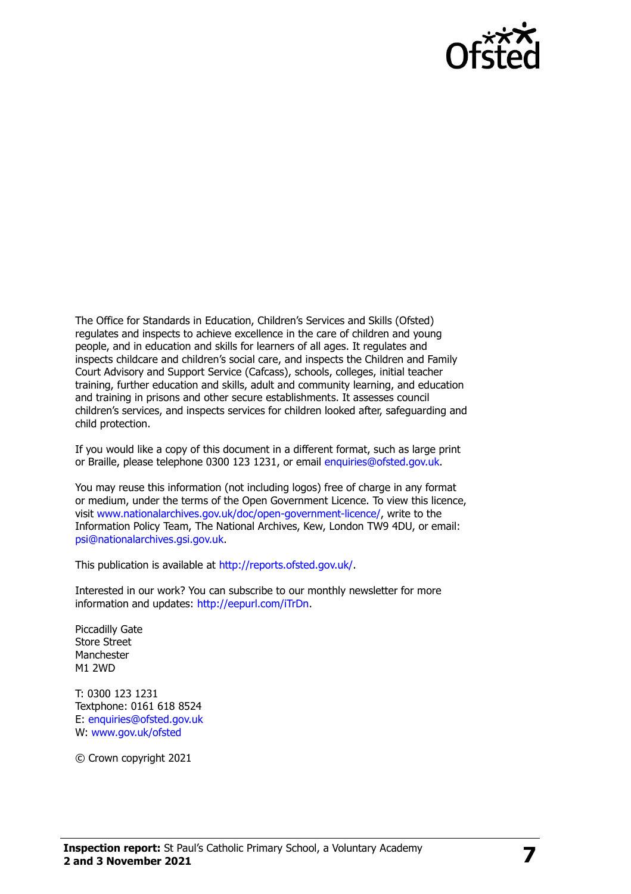The Office for Standards in Education, Children's Services and Skills (Ofsted) regulates and inspects to achieve excellence in the care of children and young people, and in education and skills for learners of all ages. It regulates and inspects childcare and children's social care, and inspects the Children and Family Court Advisory and Support Service (Cafcass), schools, colleges, initial teacher training, further education and skills, adult and community learning, and education and training in prisons and other secure establishments. It assesses council children's services, and inspects services for children looked after, safeguarding and child protection.

If you would like a copy of this document in a different format, such as large print or Braille, please telephone 0300 123 1231, or email enquiries@ofsted.gov.uk.

You may reuse this information (not including logos) free of charge in any format or medium, under the terms of the Open Government Licence. To view this licence, visit www.nationalarchives.gov.uk/doc/open-government-licence/, write to the Information Policy Team, The National Archives, Kew, London TW9 4DU, or email: psi@nationalarchives.gsi.gov.uk.

This publication is available at http://reports.ofsted.gov.uk/.

Interested in our work? You can subscribe to our monthly newsletter for more information and updates: http://eepurl.com/iTrDn.

Piccadilly Gate
Store Street
Manchester
M1 2WD

T: 0300 123 1231
Textphone: 0161 618 8524
E: enquiries@ofsted.gov.uk
W: www.gov.uk/ofsted

© Crown copyright 2021